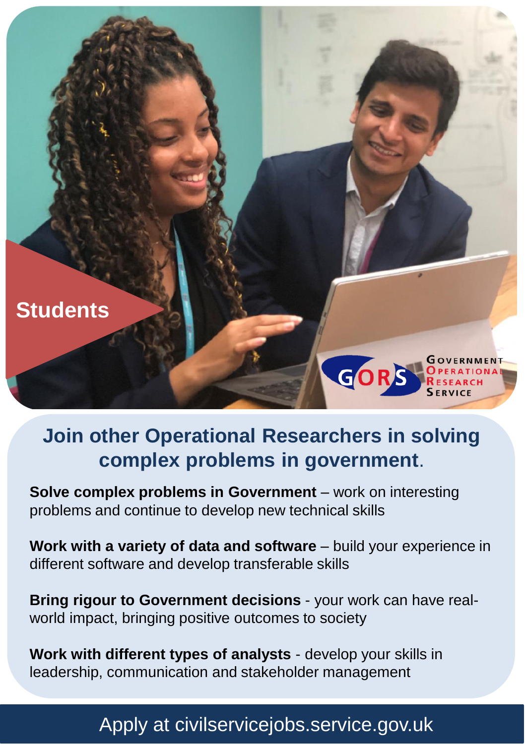Students

Government Operational Research Service

## Join other Operational Researchers in solving complex problems in government.

**Solve complex problems in Government** – work on interesting problems and continue to develop new technical skills

**Work with a variety of data and software** – build your experience in different software and develop transferable skills

**Bring rigour to Government decisions** - your work can have real-world impact, bringing positive outcomes to society

**Work with different types of analysts** - develop your skills in leadership, communication and stakeholder management

Apply at civilservicejobs.service.gov.uk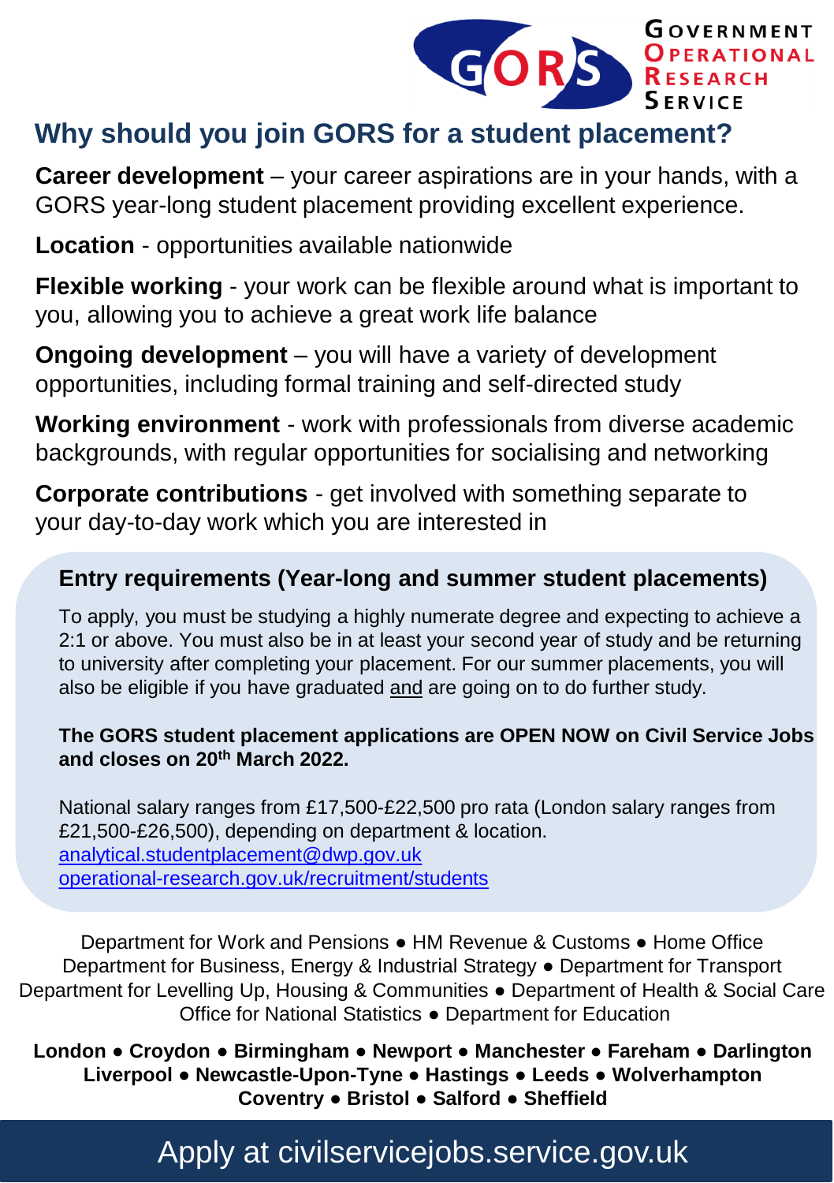GORS — Government Operational Research Service

## Why should you join GORS for a student placement?

**Career development** – your career aspirations are in your hands, with a GORS year-long student placement providing excellent experience.

**Location** - opportunities available nationwide

**Flexible working** - your work can be flexible around what is important to you, allowing you to achieve a great work life balance

**Ongoing development** – you will have a variety of development opportunities, including formal training and self-directed study

**Working environment** - work with professionals from diverse academic backgrounds, with regular opportunities for socialising and networking

**Corporate contributions** - get involved with something separate to your day-to-day work which you are interested in

### Entry requirements (Year-long and summer student placements)

To apply, you must be studying a highly numerate degree and expecting to achieve a 2:1 or above. You must also be in at least your second year of study and be returning to university after completing your placement. For our summer placements, you will also be eligible if you have graduated and are going on to do further study.

**The GORS student placement applications are OPEN NOW on Civil Service Jobs and closes on 20th March 2022.**

National salary ranges from £17,500-£22,500 pro rata (London salary ranges from £21,500-£26,500), depending on department & location.
analytical.studentplacement@dwp.gov.uk
operational-research.gov.uk/recruitment/students

Department for Work and Pensions ● HM Revenue & Customs ● Home Office
Department for Business, Energy & Industrial Strategy ● Department for Transport
Department for Levelling Up, Housing & Communities ● Department of Health & Social Care
Office for National Statistics ● Department for Education

**London ● Croydon ● Birmingham ● Newport ● Manchester ● Fareham ● Darlington
Liverpool ● Newcastle-Upon-Tyne ● Hastings ● Leeds ● Wolverhampton
Coventry ● Bristol ● Salford ● Sheffield**

Apply at civilservicejobs.service.gov.uk